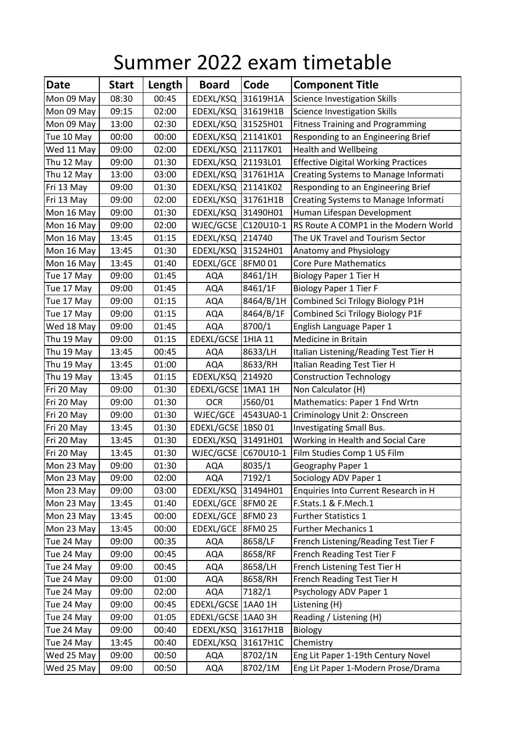# Summer 2022 exam timetable

| Date | Start | Length | Board | Code | Component Title |
|---|---|---|---|---|---|
| Mon 09 May | 08:30 | 00:45 | EDEXL/KSQ | 31619H1A | Science Investigation Skills |
| Mon 09 May | 09:15 | 02:00 | EDEXL/KSQ | 31619H1B | Science Investigation Skills |
| Mon 09 May | 13:00 | 02:30 | EDEXL/KSQ | 31525H01 | Fitness Training and Programming |
| Tue 10 May | 00:00 | 00:00 | EDEXL/KSQ | 21141K01 | Responding to an Engineering Brief |
| Wed 11 May | 09:00 | 02:00 | EDEXL/KSQ | 21117K01 | Health and Wellbeing |
| Thu 12 May | 09:00 | 01:30 | EDEXL/KSQ | 21193L01 | Effective Digital Working Practices |
| Thu 12 May | 13:00 | 03:00 | EDEXL/KSQ | 31761H1A | Creating Systems to Manage Informati |
| Fri 13 May | 09:00 | 01:30 | EDEXL/KSQ | 21141K02 | Responding to an Engineering Brief |
| Fri 13 May | 09:00 | 02:00 | EDEXL/KSQ | 31761H1B | Creating Systems to Manage Informati |
| Mon 16 May | 09:00 | 01:30 | EDEXL/KSQ | 31490H01 | Human Lifespan Development |
| Mon 16 May | 09:00 | 02:00 | WJEC/GCSE | C120U10-1 | RS Route A COMP1 in the Modern World |
| Mon 16 May | 13:45 | 01:15 | EDEXL/KSQ | 214740 | The UK Travel and Tourism Sector |
| Mon 16 May | 13:45 | 01:30 | EDEXL/KSQ | 31524H01 | Anatomy and Physiology |
| Mon 16 May | 13:45 | 01:40 | EDEXL/GCE | 8FM0 01 | Core Pure Mathematics |
| Tue 17 May | 09:00 | 01:45 | AQA | 8461/1H | Biology Paper 1 Tier H |
| Tue 17 May | 09:00 | 01:45 | AQA | 8461/1F | Biology Paper 1 Tier F |
| Tue 17 May | 09:00 | 01:15 | AQA | 8464/B/1H | Combined Sci Trilogy Biology P1H |
| Tue 17 May | 09:00 | 01:15 | AQA | 8464/B/1F | Combined Sci Trilogy Biology P1F |
| Wed 18 May | 09:00 | 01:45 | AQA | 8700/1 | English Language Paper 1 |
| Thu 19 May | 09:00 | 01:15 | EDEXL/GCSE | 1HIA 11 | Medicine in Britain |
| Thu 19 May | 13:45 | 00:45 | AQA | 8633/LH | Italian Listening/Reading Test Tier H |
| Thu 19 May | 13:45 | 01:00 | AQA | 8633/RH | Italian Reading Test Tier H |
| Thu 19 May | 13:45 | 01:15 | EDEXL/KSQ | 214920 | Construction Technology |
| Fri 20 May | 09:00 | 01:30 | EDEXL/GCSE | 1MA1 1H | Non Calculator (H) |
| Fri 20 May | 09:00 | 01:30 | OCR | J560/01 | Mathematics: Paper 1 Fnd Wrtn |
| Fri 20 May | 09:00 | 01:30 | WJEC/GCE | 4543UA0-1 | Criminology Unit 2: Onscreen |
| Fri 20 May | 13:45 | 01:30 | EDEXL/GCSE | 1BS0 01 | Investigating Small Bus. |
| Fri 20 May | 13:45 | 01:30 | EDEXL/KSQ | 31491H01 | Working in Health and Social Care |
| Fri 20 May | 13:45 | 01:30 | WJEC/GCSE | C670U10-1 | Film Studies Comp 1 US Film |
| Mon 23 May | 09:00 | 01:30 | AQA | 8035/1 | Geography Paper 1 |
| Mon 23 May | 09:00 | 02:00 | AQA | 7192/1 | Sociology ADV Paper 1 |
| Mon 23 May | 09:00 | 03:00 | EDEXL/KSQ | 31494H01 | Enquiries Into Current Research in H |
| Mon 23 May | 13:45 | 01:40 | EDEXL/GCE | 8FM0 2E | F.Stats.1 & F.Mech.1 |
| Mon 23 May | 13:45 | 00:00 | EDEXL/GCE | 8FM0 23 | Further Statistics 1 |
| Mon 23 May | 13:45 | 00:00 | EDEXL/GCE | 8FM0 25 | Further Mechanics 1 |
| Tue 24 May | 09:00 | 00:35 | AQA | 8658/LF | French Listening/Reading Test Tier F |
| Tue 24 May | 09:00 | 00:45 | AQA | 8658/RF | French Reading Test Tier F |
| Tue 24 May | 09:00 | 00:45 | AQA | 8658/LH | French Listening Test Tier H |
| Tue 24 May | 09:00 | 01:00 | AQA | 8658/RH | French Reading Test Tier H |
| Tue 24 May | 09:00 | 02:00 | AQA | 7182/1 | Psychology ADV Paper 1 |
| Tue 24 May | 09:00 | 00:45 | EDEXL/GCSE | 1AA0 1H | Listening (H) |
| Tue 24 May | 09:00 | 01:05 | EDEXL/GCSE | 1AA0 3H | Reading / Listening (H) |
| Tue 24 May | 09:00 | 00:40 | EDEXL/KSQ | 31617H1B | Biology |
| Tue 24 May | 13:45 | 00:40 | EDEXL/KSQ | 31617H1C | Chemistry |
| Wed 25 May | 09:00 | 00:50 | AQA | 8702/1N | Eng Lit Paper 1-19th Century Novel |
| Wed 25 May | 09:00 | 00:50 | AQA | 8702/1M | Eng Lit Paper 1-Modern Prose/Drama |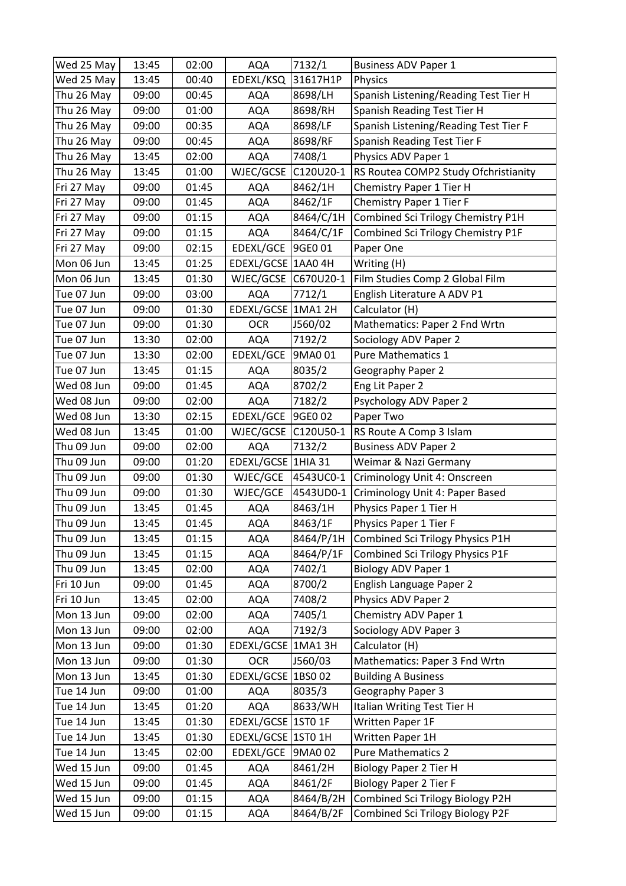| Wed 25 May | 13:45 | 02:00 | AQA | 7132/1 | Business ADV Paper 1 |
|---|---|---|---|---|---|
| Wed 25 May | 13:45 | 00:40 | EDEXL/KSQ | 31617H1P | Physics |
| Thu 26 May | 09:00 | 00:45 | AQA | 8698/LH | Spanish Listening/Reading Test Tier H |
| Thu 26 May | 09:00 | 01:00 | AQA | 8698/RH | Spanish Reading Test Tier H |
| Thu 26 May | 09:00 | 00:35 | AQA | 8698/LF | Spanish Listening/Reading Test Tier F |
| Thu 26 May | 09:00 | 00:45 | AQA | 8698/RF | Spanish Reading Test Tier F |
| Thu 26 May | 13:45 | 02:00 | AQA | 7408/1 | Physics ADV Paper 1 |
| Thu 26 May | 13:45 | 01:00 | WJEC/GCSE | C120U20-1 | RS Routea COMP2 Study Ofchristianity |
| Fri 27 May | 09:00 | 01:45 | AQA | 8462/1H | Chemistry Paper 1 Tier H |
| Fri 27 May | 09:00 | 01:45 | AQA | 8462/1F | Chemistry Paper 1 Tier F |
| Fri 27 May | 09:00 | 01:15 | AQA | 8464/C/1H | Combined Sci Trilogy Chemistry P1H |
| Fri 27 May | 09:00 | 01:15 | AQA | 8464/C/1F | Combined Sci Trilogy Chemistry P1F |
| Fri 27 May | 09:00 | 02:15 | EDEXL/GCE | 9GE0 01 | Paper One |
| Mon 06 Jun | 13:45 | 01:25 | EDEXL/GCSE | 1AA0 4H | Writing (H) |
| Mon 06 Jun | 13:45 | 01:30 | WJEC/GCSE | C670U20-1 | Film Studies Comp 2 Global Film |
| Tue 07 Jun | 09:00 | 03:00 | AQA | 7712/1 | English Literature A ADV P1 |
| Tue 07 Jun | 09:00 | 01:30 | EDEXL/GCSE | 1MA1 2H | Calculator (H) |
| Tue 07 Jun | 09:00 | 01:30 | OCR | J560/02 | Mathematics: Paper 2 Fnd Wrtn |
| Tue 07 Jun | 13:30 | 02:00 | AQA | 7192/2 | Sociology ADV Paper 2 |
| Tue 07 Jun | 13:30 | 02:00 | EDEXL/GCE | 9MA0 01 | Pure Mathematics 1 |
| Tue 07 Jun | 13:45 | 01:15 | AQA | 8035/2 | Geography Paper 2 |
| Wed 08 Jun | 09:00 | 01:45 | AQA | 8702/2 | Eng Lit Paper 2 |
| Wed 08 Jun | 09:00 | 02:00 | AQA | 7182/2 | Psychology ADV Paper 2 |
| Wed 08 Jun | 13:30 | 02:15 | EDEXL/GCE | 9GE0 02 | Paper Two |
| Wed 08 Jun | 13:45 | 01:00 | WJEC/GCSE | C120U50-1 | RS Route A Comp 3 Islam |
| Thu 09 Jun | 09:00 | 02:00 | AQA | 7132/2 | Business ADV Paper 2 |
| Thu 09 Jun | 09:00 | 01:20 | EDEXL/GCSE | 1HIA 31 | Weimar & Nazi Germany |
| Thu 09 Jun | 09:00 | 01:30 | WJEC/GCE | 4543UC0-1 | Criminology Unit 4: Onscreen |
| Thu 09 Jun | 09:00 | 01:30 | WJEC/GCE | 4543UD0-1 | Criminology Unit 4: Paper Based |
| Thu 09 Jun | 13:45 | 01:45 | AQA | 8463/1H | Physics Paper 1 Tier H |
| Thu 09 Jun | 13:45 | 01:45 | AQA | 8463/1F | Physics Paper 1 Tier F |
| Thu 09 Jun | 13:45 | 01:15 | AQA | 8464/P/1H | Combined Sci Trilogy Physics P1H |
| Thu 09 Jun | 13:45 | 01:15 | AQA | 8464/P/1F | Combined Sci Trilogy Physics P1F |
| Thu 09 Jun | 13:45 | 02:00 | AQA | 7402/1 | Biology ADV Paper 1 |
| Fri 10 Jun | 09:00 | 01:45 | AQA | 8700/2 | English Language Paper 2 |
| Fri 10 Jun | 13:45 | 02:00 | AQA | 7408/2 | Physics ADV Paper 2 |
| Mon 13 Jun | 09:00 | 02:00 | AQA | 7405/1 | Chemistry ADV Paper 1 |
| Mon 13 Jun | 09:00 | 02:00 | AQA | 7192/3 | Sociology ADV Paper 3 |
| Mon 13 Jun | 09:00 | 01:30 | EDEXL/GCSE | 1MA1 3H | Calculator (H) |
| Mon 13 Jun | 09:00 | 01:30 | OCR | J560/03 | Mathematics: Paper 3 Fnd Wrtn |
| Mon 13 Jun | 13:45 | 01:30 | EDEXL/GCSE | 1BS0 02 | Building A Business |
| Tue 14 Jun | 09:00 | 01:00 | AQA | 8035/3 | Geography Paper 3 |
| Tue 14 Jun | 13:45 | 01:20 | AQA | 8633/WH | Italian Writing Test Tier H |
| Tue 14 Jun | 13:45 | 01:30 | EDEXL/GCSE | 1ST0 1F | Written Paper 1F |
| Tue 14 Jun | 13:45 | 01:30 | EDEXL/GCSE | 1ST0 1H | Written Paper 1H |
| Tue 14 Jun | 13:45 | 02:00 | EDEXL/GCE | 9MA0 02 | Pure Mathematics 2 |
| Wed 15 Jun | 09:00 | 01:45 | AQA | 8461/2H | Biology Paper 2 Tier H |
| Wed 15 Jun | 09:00 | 01:45 | AQA | 8461/2F | Biology Paper 2 Tier F |
| Wed 15 Jun | 09:00 | 01:15 | AQA | 8464/B/2H | Combined Sci Trilogy Biology P2H |
| Wed 15 Jun | 09:00 | 01:15 | AQA | 8464/B/2F | Combined Sci Trilogy Biology P2F |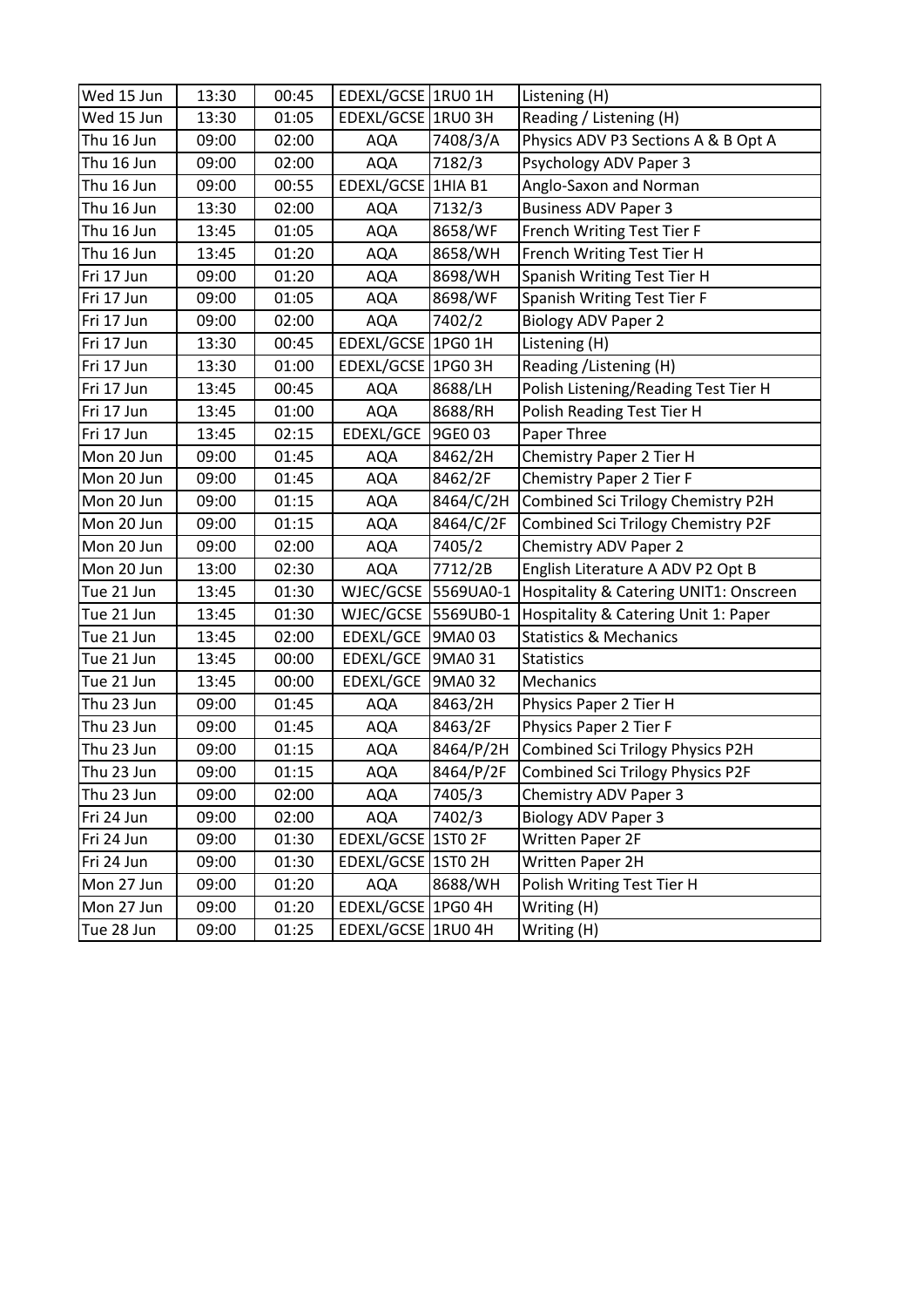| | | | | | |
|---|---|---|---|---|---|
| Wed 15 Jun | 13:30 | 00:45 | EDEXL/GCSE | 1RU0 1H | Listening (H) |
| Wed 15 Jun | 13:30 | 01:05 | EDEXL/GCSE | 1RU0 3H | Reading / Listening (H) |
| Thu 16 Jun | 09:00 | 02:00 | AQA | 7408/3/A | Physics ADV P3 Sections A & B Opt A |
| Thu 16 Jun | 09:00 | 02:00 | AQA | 7182/3 | Psychology ADV Paper 3 |
| Thu 16 Jun | 09:00 | 00:55 | EDEXL/GCSE | 1HIA B1 | Anglo-Saxon and Norman |
| Thu 16 Jun | 13:30 | 02:00 | AQA | 7132/3 | Business ADV Paper 3 |
| Thu 16 Jun | 13:45 | 01:05 | AQA | 8658/WF | French Writing Test Tier F |
| Thu 16 Jun | 13:45 | 01:20 | AQA | 8658/WH | French Writing Test Tier H |
| Fri 17 Jun | 09:00 | 01:20 | AQA | 8698/WH | Spanish Writing Test Tier H |
| Fri 17 Jun | 09:00 | 01:05 | AQA | 8698/WF | Spanish Writing Test Tier F |
| Fri 17 Jun | 09:00 | 02:00 | AQA | 7402/2 | Biology ADV Paper 2 |
| Fri 17 Jun | 13:30 | 00:45 | EDEXL/GCSE | 1PG0 1H | Listening (H) |
| Fri 17 Jun | 13:30 | 01:00 | EDEXL/GCSE | 1PG0 3H | Reading /Listening (H) |
| Fri 17 Jun | 13:45 | 00:45 | AQA | 8688/LH | Polish Listening/Reading Test Tier H |
| Fri 17 Jun | 13:45 | 01:00 | AQA | 8688/RH | Polish Reading Test Tier H |
| Fri 17 Jun | 13:45 | 02:15 | EDEXL/GCE | 9GE0 03 | Paper Three |
| Mon 20 Jun | 09:00 | 01:45 | AQA | 8462/2H | Chemistry Paper 2 Tier H |
| Mon 20 Jun | 09:00 | 01:45 | AQA | 8462/2F | Chemistry Paper 2 Tier F |
| Mon 20 Jun | 09:00 | 01:15 | AQA | 8464/C/2H | Combined Sci Trilogy Chemistry P2H |
| Mon 20 Jun | 09:00 | 01:15 | AQA | 8464/C/2F | Combined Sci Trilogy Chemistry P2F |
| Mon 20 Jun | 09:00 | 02:00 | AQA | 7405/2 | Chemistry ADV Paper 2 |
| Mon 20 Jun | 13:00 | 02:30 | AQA | 7712/2B | English Literature A ADV P2 Opt B |
| Tue 21 Jun | 13:45 | 01:30 | WJEC/GCSE | 5569UA0-1 | Hospitality & Catering UNIT1: Onscreen |
| Tue 21 Jun | 13:45 | 01:30 | WJEC/GCSE | 5569UB0-1 | Hospitality & Catering Unit 1: Paper |
| Tue 21 Jun | 13:45 | 02:00 | EDEXL/GCE | 9MA0 03 | Statistics & Mechanics |
| Tue 21 Jun | 13:45 | 00:00 | EDEXL/GCE | 9MA0 31 | Statistics |
| Tue 21 Jun | 13:45 | 00:00 | EDEXL/GCE | 9MA0 32 | Mechanics |
| Thu 23 Jun | 09:00 | 01:45 | AQA | 8463/2H | Physics Paper 2 Tier H |
| Thu 23 Jun | 09:00 | 01:45 | AQA | 8463/2F | Physics Paper 2 Tier F |
| Thu 23 Jun | 09:00 | 01:15 | AQA | 8464/P/2H | Combined Sci Trilogy Physics P2H |
| Thu 23 Jun | 09:00 | 01:15 | AQA | 8464/P/2F | Combined Sci Trilogy Physics P2F |
| Thu 23 Jun | 09:00 | 02:00 | AQA | 7405/3 | Chemistry ADV Paper 3 |
| Fri 24 Jun | 09:00 | 02:00 | AQA | 7402/3 | Biology ADV Paper 3 |
| Fri 24 Jun | 09:00 | 01:30 | EDEXL/GCSE | 1ST0 2F | Written Paper 2F |
| Fri 24 Jun | 09:00 | 01:30 | EDEXL/GCSE | 1ST0 2H | Written Paper 2H |
| Mon 27 Jun | 09:00 | 01:20 | AQA | 8688/WH | Polish Writing Test Tier H |
| Mon 27 Jun | 09:00 | 01:20 | EDEXL/GCSE | 1PG0 4H | Writing (H) |
| Tue 28 Jun | 09:00 | 01:25 | EDEXL/GCSE | 1RU0 4H | Writing (H) |